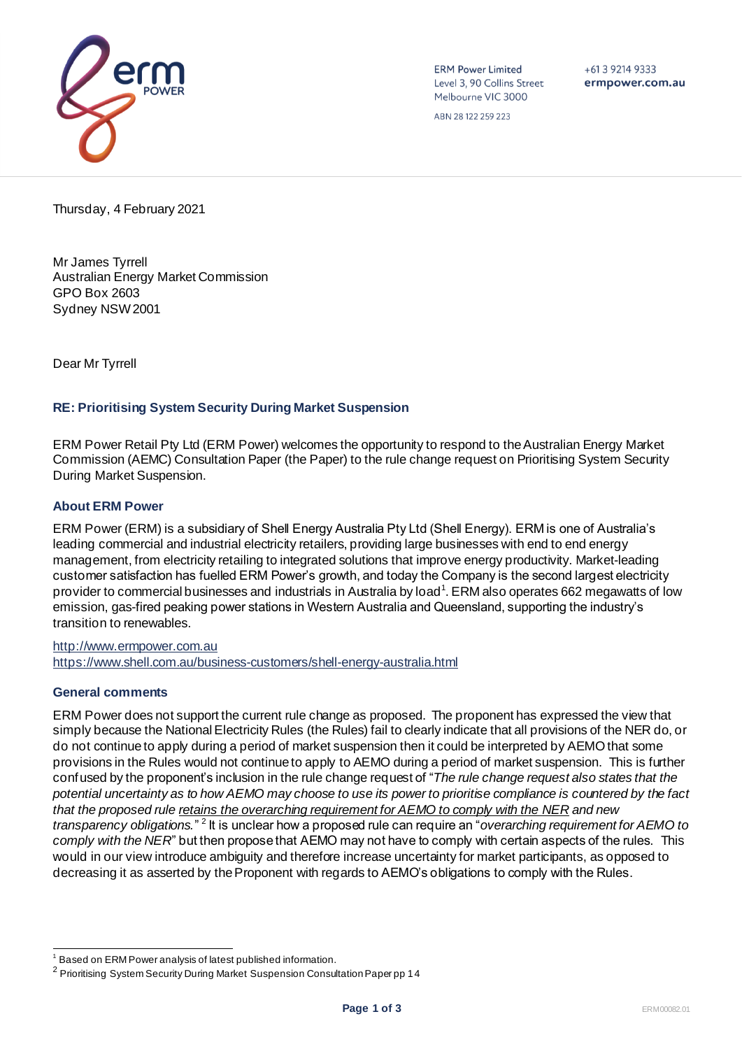ERM Power Limited
Level 3, 90 Collins Street
Melbourne VIC 3000

ABN 28 122 259 223

+61 3 9214 9333
**ermpower.com.au**

Thursday, 4 February 2021

Mr James Tyrrell
Australian Energy Market Commission
GPO Box 2603
Sydney NSW 2001

Dear Mr Tyrrell

### RE: Prioritising System Security During Market Suspension

ERM Power Retail Pty Ltd (ERM Power) welcomes the opportunity to respond to the Australian Energy Market Commission (AEMC) Consultation Paper (the Paper) to the rule change request on Prioritising System Security During Market Suspension.

### About ERM Power

ERM Power (ERM) is a subsidiary of Shell Energy Australia Pty Ltd (Shell Energy). ERM is one of Australia's leading commercial and industrial electricity retailers, providing large businesses with end to end energy management, from electricity retailing to integrated solutions that improve energy productivity. Market-leading customer satisfaction has fuelled ERM Power's growth, and today the Company is the second largest electricity provider to commercial businesses and industrials in Australia by load[1]. ERM also operates 662 megawatts of low emission, gas-fired peaking power stations in Western Australia and Queensland, supporting the industry's transition to renewables.

http://www.ermpower.com.au
https://www.shell.com.au/business-customers/shell-energy-australia.html

### General comments

ERM Power does not support the current rule change as proposed. The proponent has expressed the view that simply because the National Electricity Rules (the Rules) fail to clearly indicate that all provisions of the NER do, or do not continue to apply during a period of market suspension then it could be interpreted by AEMO that some provisions in the Rules would not continue to apply to AEMO during a period of market suspension. This is further confused by the proponent's inclusion in the rule change request of "*The rule change request also states that the potential uncertainty as to how AEMO may choose to use its power to prioritise compliance is countered by the fact that the proposed rule <u>retains the overarching requirement for AEMO to comply with the NER</u> and new transparency obligations.*"[2] It is unclear how a proposed rule can require an "*overarching requirement for AEMO to comply with the NER*" but then propose that AEMO may not have to comply with certain aspects of the rules. This would in our view introduce ambiguity and therefore increase uncertainty for market participants, as opposed to decreasing it as asserted by the Proponent with regards to AEMO's obligations to comply with the Rules.

---

[1] Based on ERM Power analysis of latest published information.

[2] Prioritising System Security During Market Suspension Consultation Paper pp 14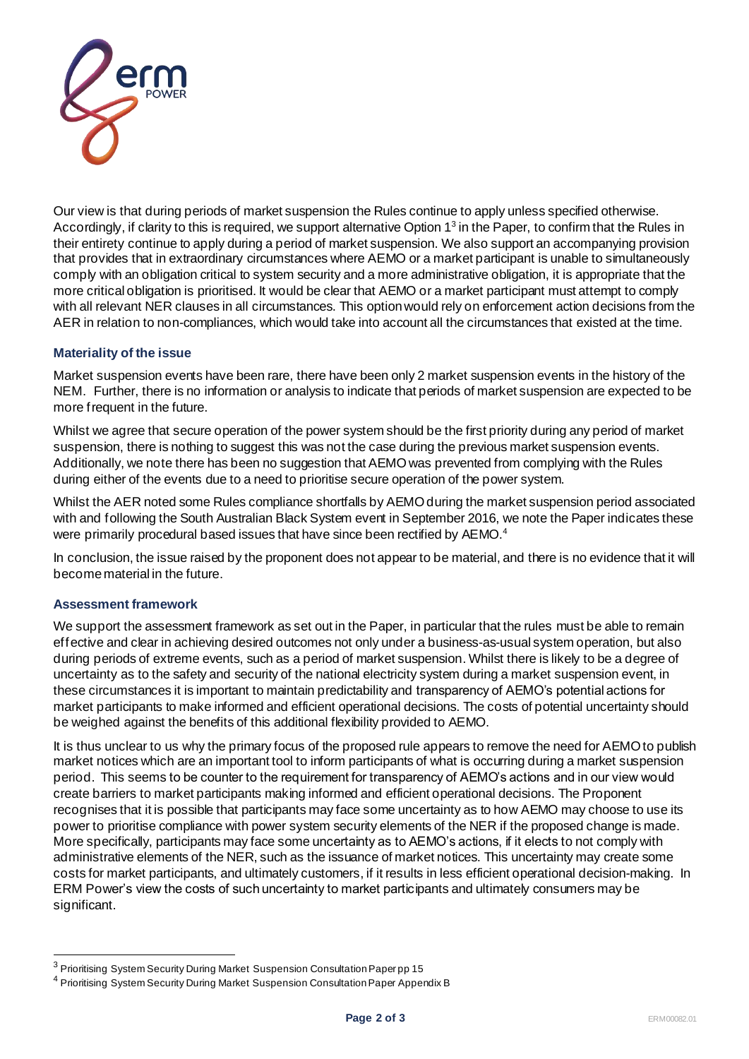Our view is that during periods of market suspension the Rules continue to apply unless specified otherwise. Accordingly, if clarity to this is required, we support alternative Option 1[3] in the Paper, to confirm that the Rules in their entirety continue to apply during a period of market suspension. We also support an accompanying provision that provides that in extraordinary circumstances where AEMO or a market participant is unable to simultaneously comply with an obligation critical to system security and a more administrative obligation, it is appropriate that the more critical obligation is prioritised. It would be clear that AEMO or a market participant must attempt to comply with all relevant NER clauses in all circumstances. This option would rely on enforcement action decisions from the AER in relation to non-compliances, which would take into account all the circumstances that existed at the time.

### Materiality of the issue

Market suspension events have been rare, there have been only 2 market suspension events in the history of the NEM. Further, there is no information or analysis to indicate that periods of market suspension are expected to be more frequent in the future.

Whilst we agree that secure operation of the power system should be the first priority during any period of market suspension, there is nothing to suggest this was not the case during the previous market suspension events. Additionally, we note there has been no suggestion that AEMO was prevented from complying with the Rules during either of the events due to a need to prioritise secure operation of the power system.

Whilst the AER noted some Rules compliance shortfalls by AEMO during the market suspension period associated with and following the South Australian Black System event in September 2016, we note the Paper indicates these were primarily procedural based issues that have since been rectified by AEMO.[4]

In conclusion, the issue raised by the proponent does not appear to be material, and there is no evidence that it will become material in the future.

### Assessment framework

We support the assessment framework as set out in the Paper, in particular that the rules must be able to remain effective and clear in achieving desired outcomes not only under a business-as-usual system operation, but also during periods of extreme events, such as a period of market suspension. Whilst there is likely to be a degree of uncertainty as to the safety and security of the national electricity system during a market suspension event, in these circumstances it is important to maintain predictability and transparency of AEMO's potential actions for market participants to make informed and efficient operational decisions. The costs of potential uncertainty should be weighed against the benefits of this additional flexibility provided to AEMO.

It is thus unclear to us why the primary focus of the proposed rule appears to remove the need for AEMO to publish market notices which are an important tool to inform participants of what is occurring during a market suspension period. This seems to be counter to the requirement for transparency of AEMO's actions and in our view would create barriers to market participants making informed and efficient operational decisions. The Proponent recognises that it is possible that participants may face some uncertainty as to how AEMO may choose to use its power to prioritise compliance with power system security elements of the NER if the proposed change is made. More specifically, participants may face some uncertainty as to AEMO's actions, if it elects to not comply with administrative elements of the NER, such as the issuance of market notices. This uncertainty may create some costs for market participants, and ultimately customers, if it results in less efficient operational decision-making. In ERM Power's view the costs of such uncertainty to market participants and ultimately consumers may be significant.

---

[3] Prioritising System Security During Market Suspension Consultation Paper pp 15

[4] Prioritising System Security During Market Suspension Consultation Paper Appendix B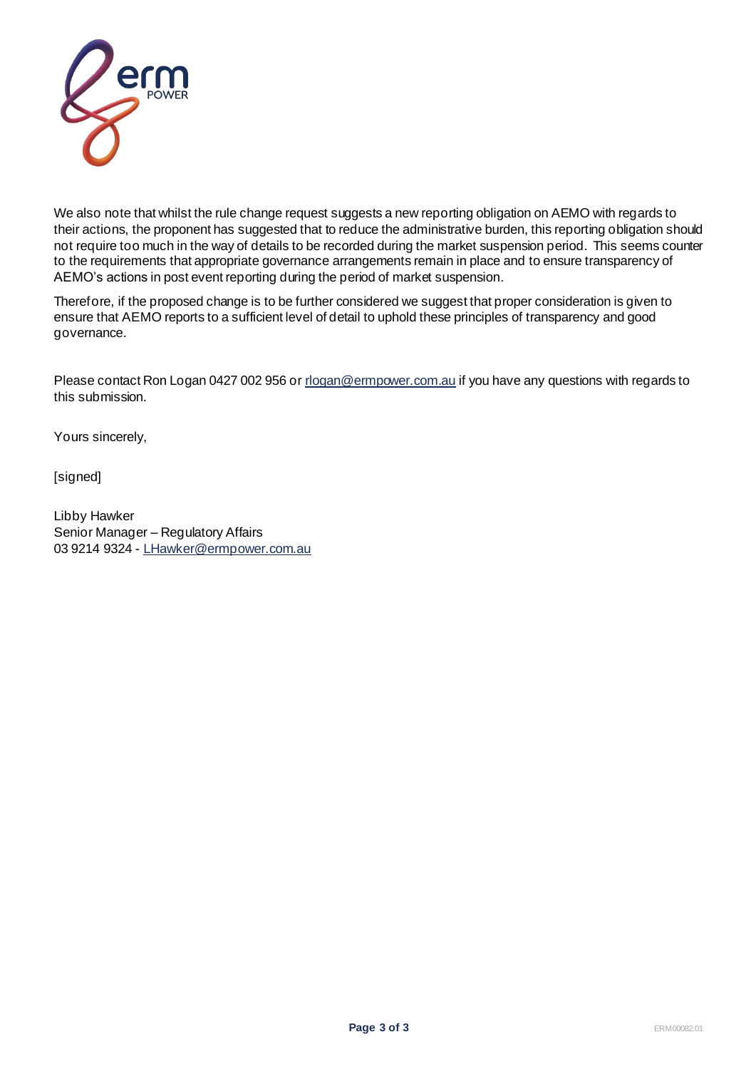We also note that whilst the rule change request suggests a new reporting obligation on AEMO with regards to their actions, the proponent has suggested that to reduce the administrative burden, this reporting obligation should not require too much in the way of details to be recorded during the market suspension period. This seems counter to the requirements that appropriate governance arrangements remain in place and to ensure transparency of AEMO's actions in post event reporting during the period of market suspension.

Therefore, if the proposed change is to be further considered we suggest that proper consideration is given to ensure that AEMO reports to a sufficient level of detail to uphold these principles of transparency and good governance.

Please contact Ron Logan 0427 002 956 or rlogan@ermpower.com.au if you have any questions with regards to this submission.

Yours sincerely,

[signed]

Libby Hawker
Senior Manager – Regulatory Affairs
03 9214 9324 - LHawker@ermpower.com.au